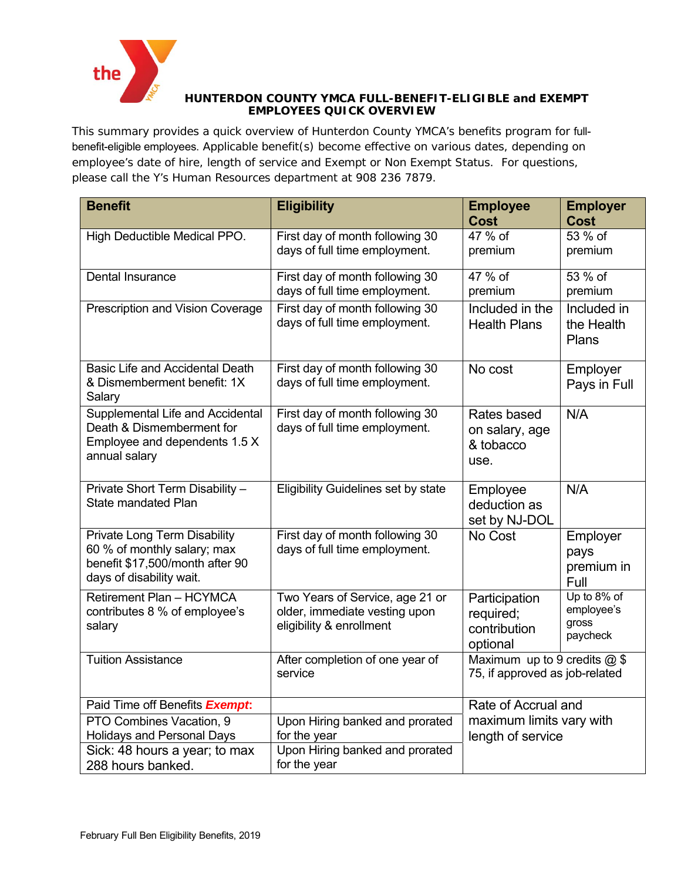# HUNTERDON COUNTY YMCA FULL-BENEFIT-ELIGIBLE and EXEMPT EMPLOYEES QUICK OVERVIEW

This summary provides a quick overview of Hunterdon County YMCA's benefits program for full-benefit-eligible employees. Applicable benefit(s) become effective on various dates, depending on employee's date of hire, length of service and Exempt or Non Exempt Status. For questions, please call the Y's Human Resources department at 908 236 7879.

| Benefit | Eligibility | Employee Cost | Employer Cost |
|---|---|---|---|
| High Deductible Medical PPO. | First day of month following 30 days of full time employment. | 47 % of premium | 53 % of premium |
| Dental Insurance | First day of month following 30 days of full time employment. | 47 % of premium | 53 % of premium |
| Prescription and Vision Coverage | First day of month following 30 days of full time employment. | Included in the Health Plans | Included in the Health Plans |
| Basic Life and Accidental Death & Dismemberment benefit: 1X Salary | First day of month following 30 days of full time employment. | No cost | Employer Pays in Full |
| Supplemental Life and Accidental Death & Dismemberment for Employee and dependents 1.5 X annual salary | First day of month following 30 days of full time employment. | Rates based on salary, age & tobacco use. | N/A |
| Private Short Term Disability – State mandated Plan | Eligibility Guidelines set by state | Employee deduction as set by NJ-DOL | N/A |
| Private Long Term Disability 60 % of monthly salary; max benefit $17,500/month after 90 days of disability wait. | First day of month following 30 days of full time employment. | No Cost | Employer pays premium in Full |
| Retirement Plan – HCYMCA contributes 8 % of employee's salary | Two Years of Service, age 21 or older, immediate vesting upon eligibility & enrollment | Participation required; contribution optional | Up to 8% of employee's gross paycheck |
| Tuition Assistance | After completion of one year of service | Maximum up to 9 credits @ $ 75, if approved as job-related | |
| Paid Time off Benefits ***Exempt***: | | Rate of Accrual and maximum limits vary with length of service | |
| PTO Combines Vacation, 9 Holidays and Personal Days | Upon Hiring banked and prorated for the year | | |
| Sick: 48 hours a year; to max 288 hours banked. | Upon Hiring banked and prorated for the year | | |

February Full Ben Eligibility Benefits, 2019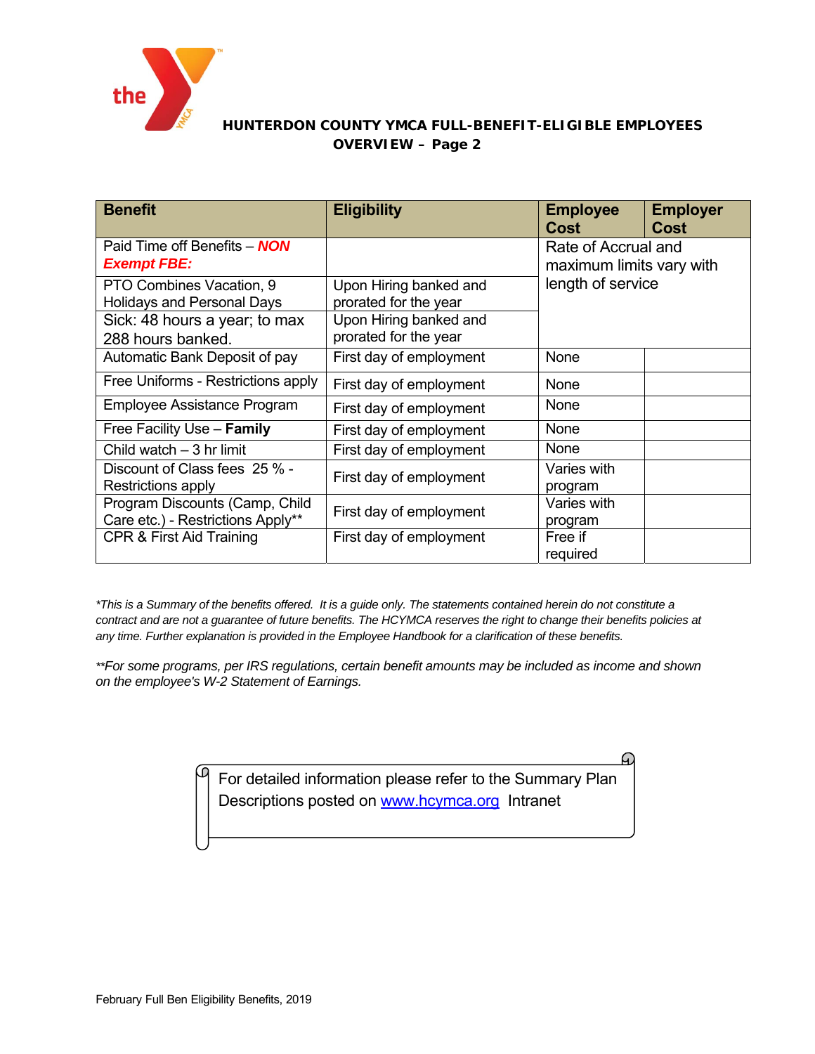## HUNTERDON COUNTY YMCA FULL-BENEFIT-ELIGIBLE EMPLOYEES OVERVIEW – Page 2

| Benefit | Eligibility | Employee Cost | Employer Cost |
|---|---|---|---|
| Paid Time off Benefits – ***NON Exempt FBE:*** | | Rate of Accrual and maximum limits vary with length of service | |
| PTO Combines Vacation, 9 Holidays and Personal Days | Upon Hiring banked and prorated for the year | | |
| Sick: 48 hours a year; to max 288 hours banked. | Upon Hiring banked and prorated for the year | | |
| Automatic Bank Deposit of pay | First day of employment | None | |
| Free Uniforms - Restrictions apply | First day of employment | None | |
| Employee Assistance Program | First day of employment | None | |
| Free Facility Use – **Family** | First day of employment | None | |
| Child watch – 3 hr limit | First day of employment | None | |
| Discount of Class fees 25 % - Restrictions apply | First day of employment | Varies with program | |
| Program Discounts (Camp, Child Care etc.) - Restrictions Apply** | First day of employment | Varies with program | |
| CPR & First Aid Training | First day of employment | Free if required | |

*\*This is a Summary of the benefits offered. It is a guide only. The statements contained herein do not constitute a contract and are not a guarantee of future benefits. The HCYMCA reserves the right to change their benefits policies at any time. Further explanation is provided in the Employee Handbook for a clarification of these benefits.*

*\*\*For some programs, per IRS regulations, certain benefit amounts may be included as income and shown on the employee's W-2 Statement of Earnings.*

For detailed information please refer to the Summary Plan Descriptions posted on www.hcymca.org Intranet

February Full Ben Eligibility Benefits, 2019